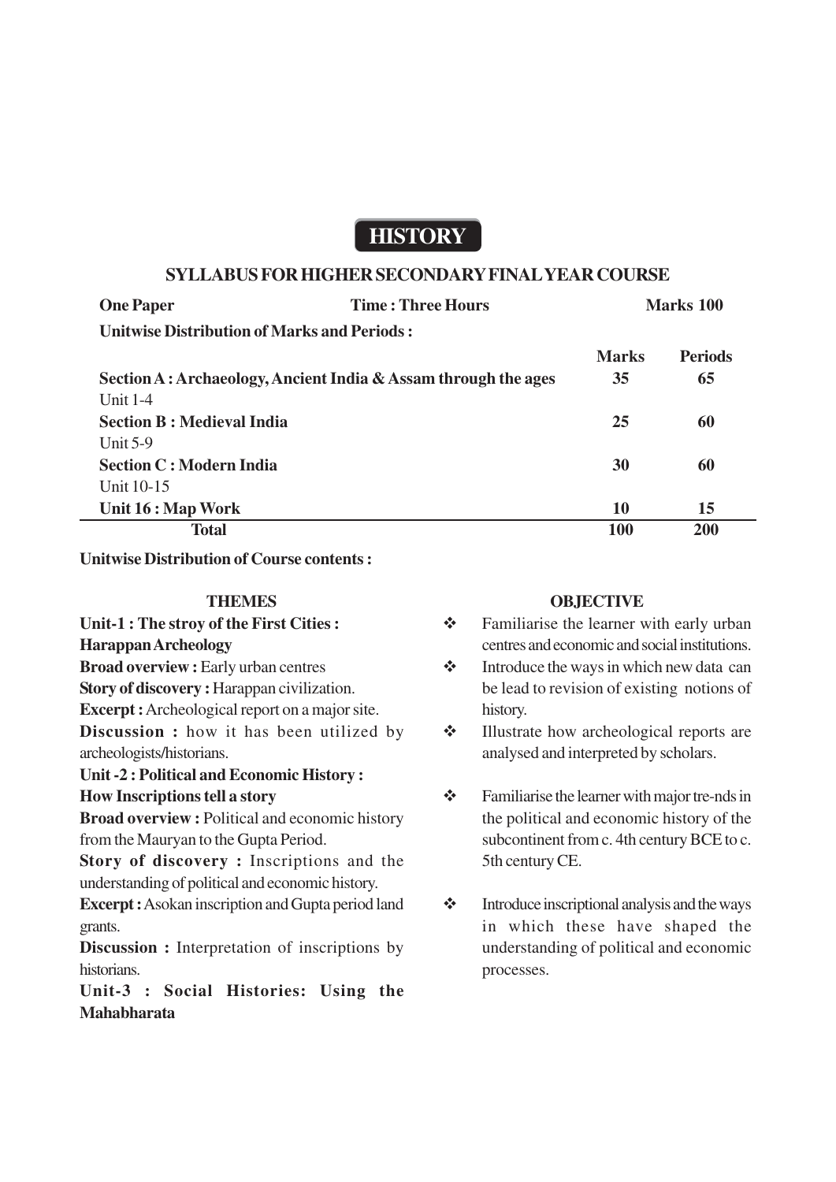# HISTORY

## SYLLABUS FOR HIGHER SECONDARY FINAL YEAR COURSE

**One Paper** **Time : Three Hours** **Marks 100**

**Unitwise Distribution of Marks and Periods :**

| | Marks | Periods |
|---|---|---|
| **Section A : Archaeology, Ancient India & Assam through the ages**<br>Unit 1-4 | **35** | **65** |
| **Section B : Medieval India**<br>Unit 5-9 | **25** | **60** |
| **Section C : Modern India**<br>Unit 10-15 | **30** | **60** |
| **Unit 16 : Map Work** | **10** | **15** |
| **Total** | **100** | **200** |

**Unitwise Distribution of Course contents :**

| THEMES | OBJECTIVE |
|---|---|
| **Unit-1 : The stroy of the First Cities : Harappan Archeology**<br>**Broad overview :** Early urban centres<br>**Story of discovery :** Harappan civilization.<br>**Excerpt :** Archeological report on a major site.<br>**Discussion :** how it has been utilized by archeologists/historians. | ❖ Familiarise the learner with early urban centres and economic and social institutions.<br>❖ Introduce the ways in which new data can be lead to revision of existing notions of history.<br>❖ Illustrate how archeological reports are analysed and interpreted by scholars. |
| **Unit -2 : Political and Economic History : How Inscriptions tell a story**<br>**Broad overview :** Political and economic history from the Mauryan to the Gupta Period.<br>**Story of discovery :** Inscriptions and the understanding of political and economic history.<br>**Excerpt :** Asokan inscription and Gupta period land grants.<br>**Discussion :** Interpretation of inscriptions by historians. | ❖ Familiarise the learner with major tre-nds in the political and economic history of the subcontinent from c. 4th century BCE to c. 5th century CE.<br>❖ Introduce inscriptional analysis and the ways in which these have shaped the understanding of political and economic processes. |
| **Unit-3 : Social Histories: Using the Mahabharata** | |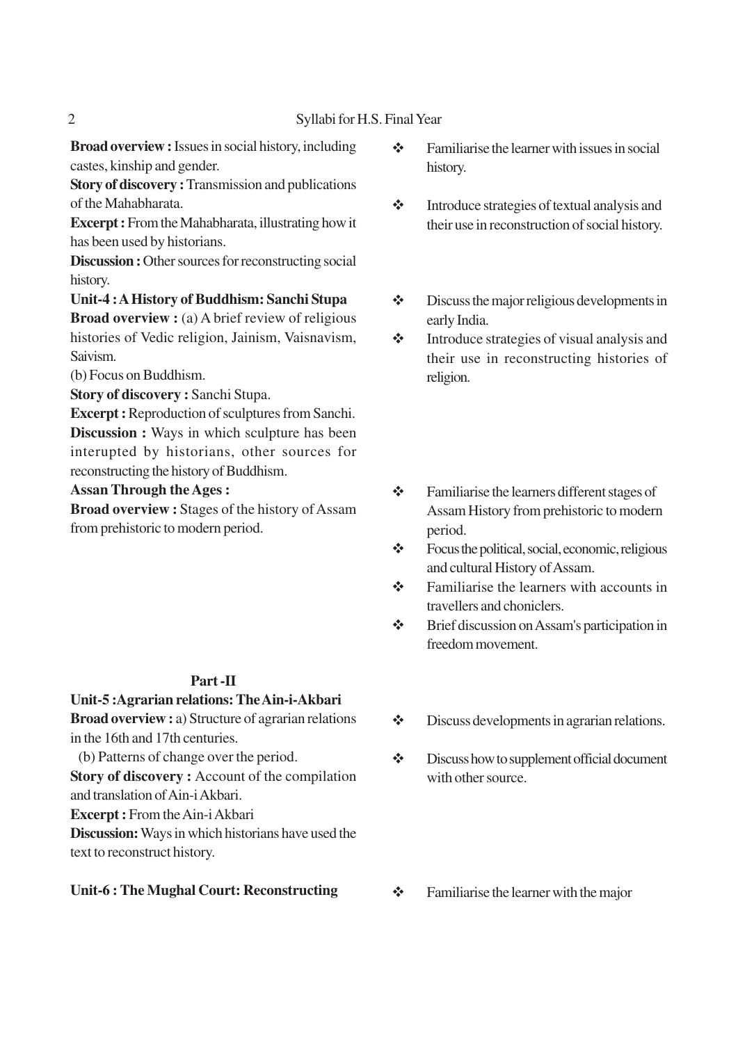**Broad overview :** Issues in social history, including castes, kinship and gender.

**Story of discovery :** Transmission and publications of the Mahabharata.

**Excerpt :** From the Mahabharata, illustrating how it has been used by historians.

**Discussion :** Other sources for reconstructing social history.

- Familiarise the learner with issues in social history.
- Introduce strategies of textual analysis and their use in reconstruction of social history.

**Unit-4 : A History of Buddhism: Sanchi Stupa**

**Broad overview :** (a) A brief review of religious histories of Vedic religion, Jainism, Vaisnavism, Saivism.

(b) Focus on Buddhism.

**Story of discovery :** Sanchi Stupa.

**Excerpt :** Reproduction of sculptures from Sanchi.

**Discussion :** Ways in which sculpture has been interupted by historians, other sources for reconstructing the history of Buddhism.

- Discuss the major religious developments in early India.
- Introduce strategies of visual analysis and their use in reconstructing histories of religion.

**Assan Through the Ages :**

**Broad overview :** Stages of the history of Assam from prehistoric to modern period.

- Familiarise the learners different stages of Assam History from prehistoric to modern period.
- Focus the political, social, economic, religious and cultural History of Assam.
- Familiarise the learners with accounts in travellers and choniclers.
- Brief discussion on Assam's participation in freedom movement.

## Part -II

**Unit-5 :Agrarian relations: The Ain-i-Akbari**

**Broad overview :** a) Structure of agrarian relations in the 16th and 17th centuries.

(b) Patterns of change over the period.

**Story of discovery :** Account of the compilation and translation of Ain-i Akbari.

**Excerpt :** From the Ain-i Akbari

**Discussion:** Ways in which historians have used the text to reconstruct history.

- Discuss developments in agrarian relations.
- Discuss how to supplement official document with other source.

**Unit-6 : The Mughal Court: Reconstructing**

- Familiarise the learner with the major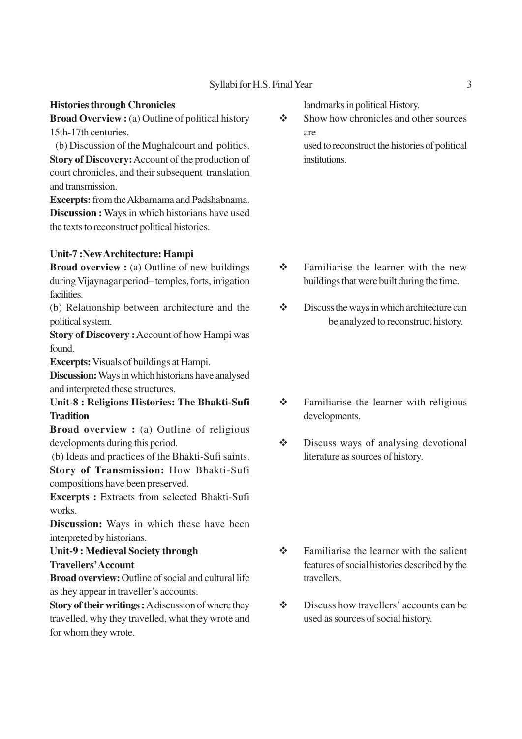**Histories through Chronicles**

**Broad Overview :** (a) Outline of political history 15th-17th centuries.

(b) Discussion of the Mughalcourt and politics.

**Story of Discovery:** Account of the production of court chronicles, and their subsequent translation and transmission.

**Excerpts:** from the Akbarnama and Padshabnama.

**Discussion :** Ways in which historians have used the texts to reconstruct political histories.

landmarks in political History.

- Show how chronicles and other sources are used to reconstruct the histories of political institutions.

**Unit-7 :New Architecture: Hampi**

**Broad overview :** (a) Outline of new buildings during Vijaynagar period– temples, forts, irrigation facilities.

(b) Relationship between architecture and the political system.

**Story of Discovery :** Account of how Hampi was found.

**Excerpts:** Visuals of buildings at Hampi.

**Discussion:** Ways in which historians have analysed and interpreted these structures.

- Familiarise the learner with the new buildings that were built during the time.
- Discuss the ways in which architecture can be analyzed to reconstruct history.

**Unit-8 : Religions Histories: The Bhakti-Sufi Tradition**

**Broad overview :** (a) Outline of religious developments during this period.

(b) Ideas and practices of the Bhakti-Sufi saints.

**Story of Transmission:** How Bhakti-Sufi compositions have been preserved.

**Excerpts :** Extracts from selected Bhakti-Sufi works.

**Discussion:** Ways in which these have been interpreted by historians.

- Familiarise the learner with religious developments.
- Discuss ways of analysing devotional literature as sources of history.

**Unit-9 : Medieval Society through Travellers' Account**

**Broad overview:** Outline of social and cultural life as they appear in traveller's accounts.

**Story of their writings :** A discussion of where they travelled, why they travelled, what they wrote and for whom they wrote.

- Familiarise the learner with the salient features of social histories described by the travellers.
- Discuss how travellers' accounts can be used as sources of social history.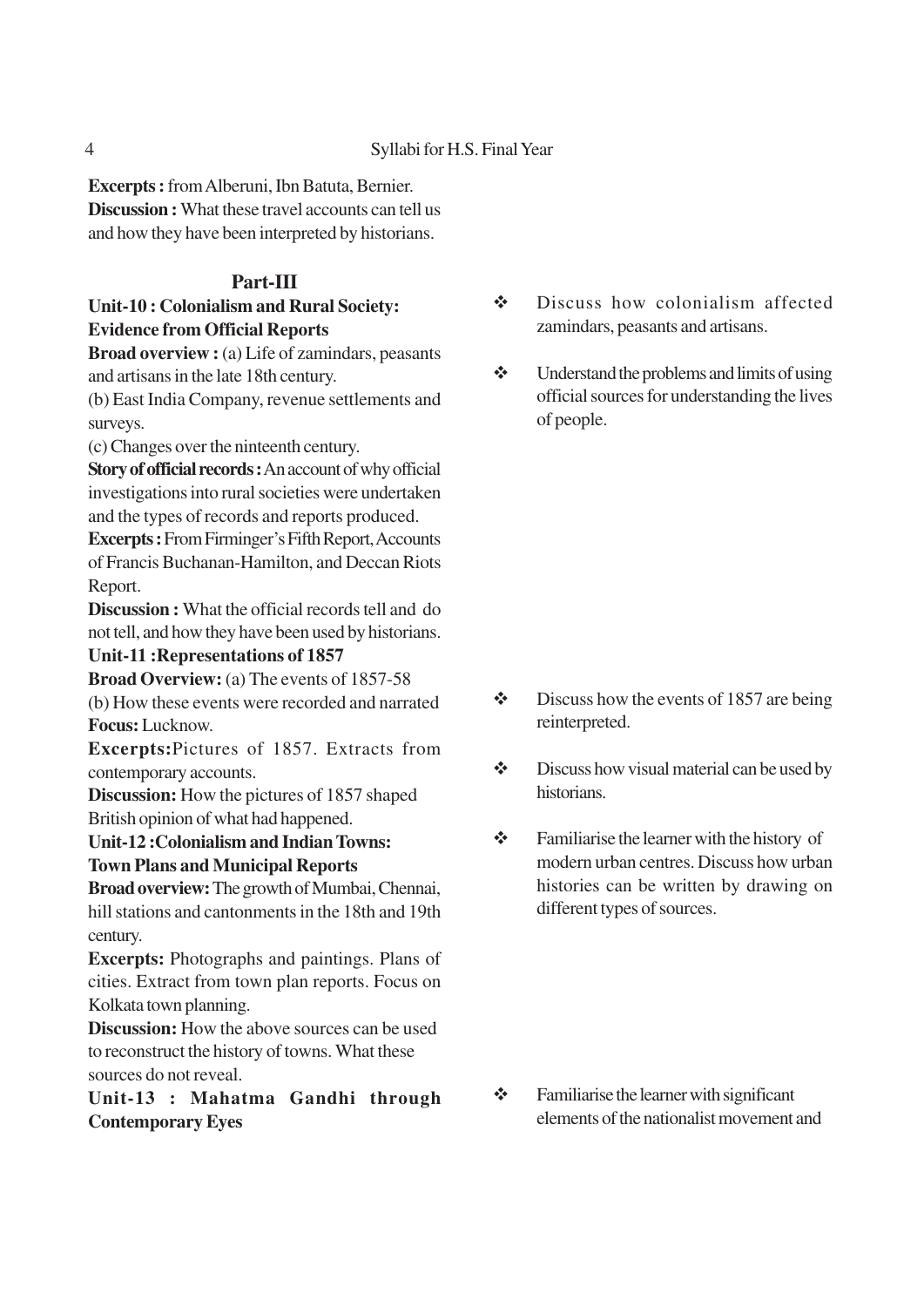**Excerpts :** from Alberuni, Ibn Batuta, Bernier.
**Discussion :** What these travel accounts can tell us and how they have been interpreted by historians.

## Part-III

**Unit-10 : Colonialism and Rural Society: Evidence from Official Reports**

**Broad overview :** (a) Life of zamindars, peasants and artisans in the late 18th century.

(b) East India Company, revenue settlements and surveys.

(c) Changes over the ninteenth century.

**Story of official records :** An account of why official investigations into rural societies were undertaken and the types of records and reports produced.

**Excerpts :** From Firminger's Fifth Report, Accounts of Francis Buchanan-Hamilton, and Deccan Riots Report.

**Discussion :** What the official records tell and do not tell, and how they have been used by historians.

- ❖ Discuss how colonialism affected zamindars, peasants and artisans.
- ❖ Understand the problems and limits of using official sources for understanding the lives of people.

**Unit-11 :Representations of 1857**

**Broad Overview:** (a) The events of 1857-58

(b) How these events were recorded and narrated

**Focus:** Lucknow.

**Excerpts:**Pictures of 1857. Extracts from contemporary accounts.

**Discussion:** How the pictures of 1857 shaped British opinion of what had happened.

- ❖ Discuss how the events of 1857 are being reinterpreted.
- ❖ Discuss how visual material can be used by historians.

**Unit-12 :Colonialism and Indian Towns: Town Plans and Municipal Reports**

**Broad overview:** The growth of Mumbai, Chennai, hill stations and cantonments in the 18th and 19th century.

**Excerpts:** Photographs and paintings. Plans of cities. Extract from town plan reports. Focus on Kolkata town planning.

**Discussion:** How the above sources can be used to reconstruct the history of towns. What these sources do not reveal.

- ❖ Familiarise the learner with the history of modern urban centres. Discuss how urban histories can be written by drawing on different types of sources.

**Unit-13 : Mahatma Gandhi through Contemporary Eyes**

- ❖ Familiarise the learner with significant elements of the nationalist movement and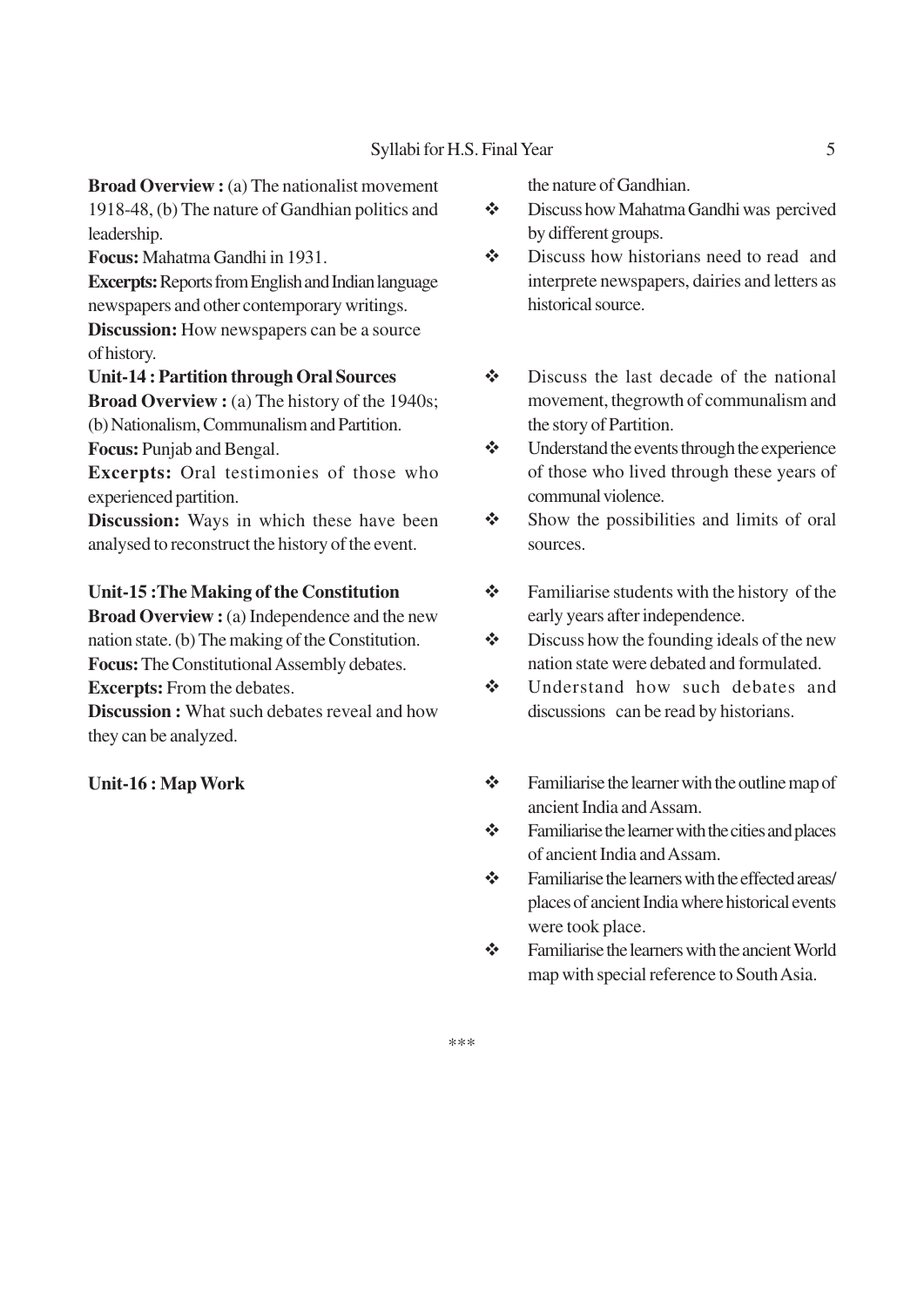**Broad Overview :** (a) The nationalist movement 1918-48, (b) The nature of Gandhian politics and leadership.

**Focus:** Mahatma Gandhi in 1931.

**Excerpts:** Reports from English and Indian language newspapers and other contemporary writings.

**Discussion:** How newspapers can be a source of history.

the nature of Gandhian.

- ❖ Discuss how Mahatma Gandhi was percived by different groups.
- ❖ Discuss how historians need to read and interprete newspapers, dairies and letters as historical source.

**Unit-14 : Partition through Oral Sources**

**Broad Overview :** (a) The history of the 1940s; (b) Nationalism, Communalism and Partition.

**Focus:** Punjab and Bengal.

**Excerpts:** Oral testimonies of those who experienced partition.

**Discussion:** Ways in which these have been analysed to reconstruct the history of the event.

- ❖ Discuss the last decade of the national movement, thegrowth of communalism and the story of Partition.
- ❖ Understand the events through the experience of those who lived through these years of communal violence.
- ❖ Show the possibilities and limits of oral sources.

**Unit-15 :The Making of the Constitution**

**Broad Overview :** (a) Independence and the new nation state. (b) The making of the Constitution.

**Focus:** The Constitutional Assembly debates.

**Excerpts:** From the debates.

**Discussion :** What such debates reveal and how they can be analyzed.

- ❖ Familiarise students with the history of the early years after independence.
- ❖ Discuss how the founding ideals of the new nation state were debated and formulated.
- ❖ Understand how such debates and discussions can be read by historians.

**Unit-16 : Map Work**

- ❖ Familiarise the learner with the outline map of ancient India and Assam.
- ❖ Familiarise the learner with the cities and places of ancient India and Assam.
- ❖ Familiarise the learners with the effected areas/ places of ancient India where historical events were took place.
- ❖ Familiarise the learners with the ancient World map with special reference to South Asia.

\*\*\*